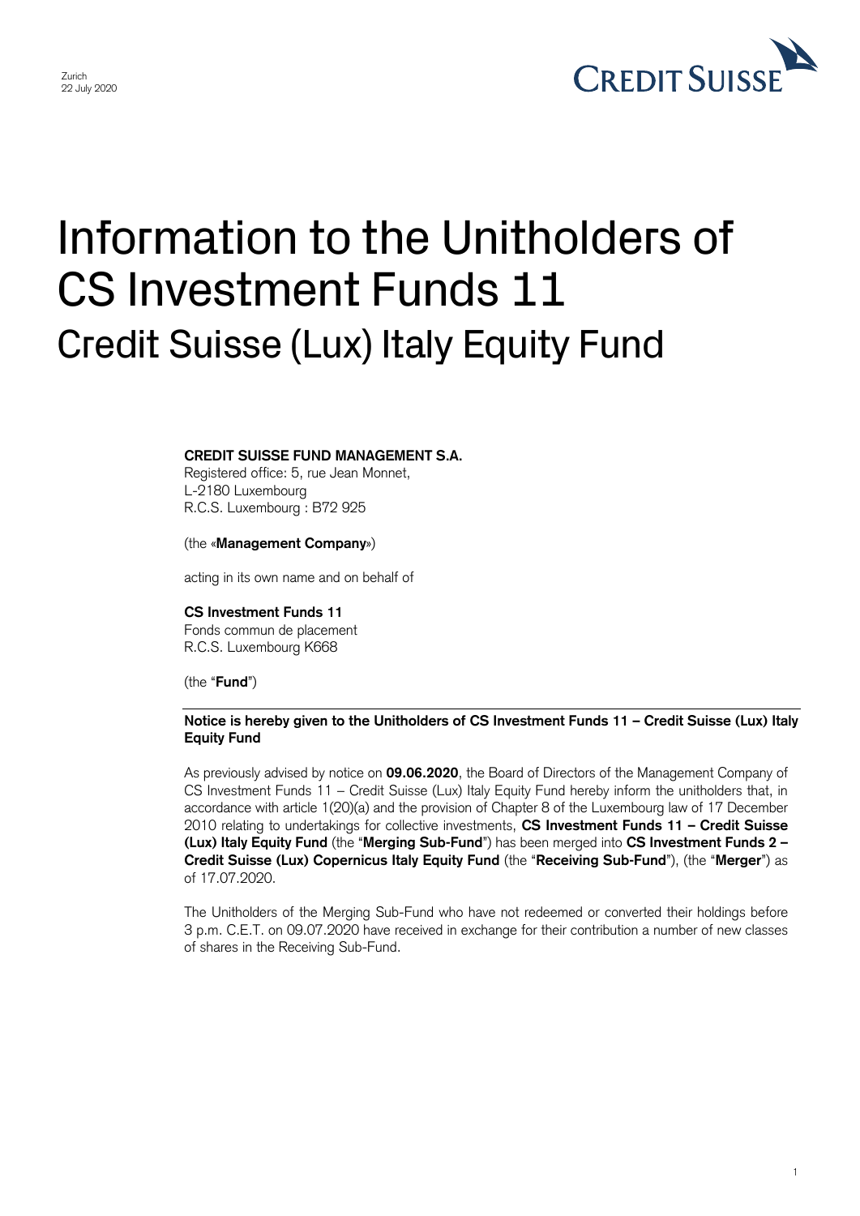Zurich
22 July 2020

# Information to the Unitholders of CS Investment Funds 11

## Credit Suisse (Lux) Italy Equity Fund

**CREDIT SUISSE FUND MANAGEMENT S.A.**
Registered office: 5, rue Jean Monnet,
L-2180 Luxembourg
R.C.S. Luxembourg : B72 925

(the «**Management Company**»)

acting in its own name and on behalf of

**CS Investment Funds 11**
Fonds commun de placement
R.C.S. Luxembourg K668

(the "**Fund**")

**Notice is hereby given to the Unitholders of CS Investment Funds 11 – Credit Suisse (Lux) Italy Equity Fund**

As previously advised by notice on **09.06.2020**, the Board of Directors of the Management Company of CS Investment Funds 11 – Credit Suisse (Lux) Italy Equity Fund hereby inform the unitholders that, in accordance with article 1(20)(a) and the provision of Chapter 8 of the Luxembourg law of 17 December 2010 relating to undertakings for collective investments, **CS Investment Funds 11 – Credit Suisse (Lux) Italy Equity Fund** (the "**Merging Sub-Fund**") has been merged into **CS Investment Funds 2 – Credit Suisse (Lux) Copernicus Italy Equity Fund** (the "**Receiving Sub-Fund**"), (the "**Merger**") as of 17.07.2020.

The Unitholders of the Merging Sub-Fund who have not redeemed or converted their holdings before 3 p.m. C.E.T. on 09.07.2020 have received in exchange for their contribution a number of new classes of shares in the Receiving Sub-Fund.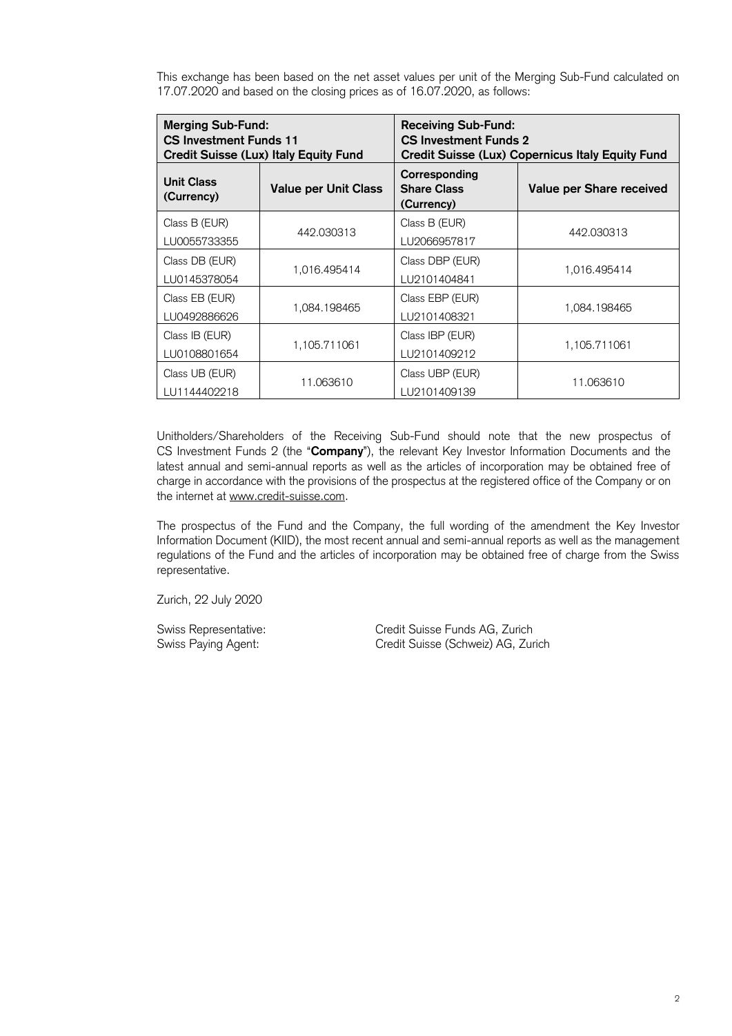This exchange has been based on the net asset values per unit of the Merging Sub-Fund calculated on 17.07.2020 and based on the closing prices as of 16.07.2020, as follows:

| **Merging Sub-Fund: CS Investment Funds 11 Credit Suisse (Lux) Italy Equity Fund** | | **Receiving Sub-Fund: CS Investment Funds 2 Credit Suisse (Lux) Copernicus Italy Equity Fund** | |
|---|---|---|---|
| **Unit Class (Currency)** | **Value per Unit Class** | **Corresponding Share Class (Currency)** | **Value per Share received** |
| Class B (EUR) LU0055733355 | 442.030313 | Class B (EUR) LU2066957817 | 442.030313 |
| Class DB (EUR) LU0145378054 | 1,016.495414 | Class DBP (EUR) LU2101404841 | 1,016.495414 |
| Class EB (EUR) LU0492886626 | 1,084.198465 | Class EBP (EUR) LU2101408321 | 1,084.198465 |
| Class IB (EUR) LU0108801654 | 1,105.711061 | Class IBP (EUR) LU2101409212 | 1,105.711061 |
| Class UB (EUR) LU1144402218 | 11.063610 | Class UBP (EUR) LU2101409139 | 11.063610 |

Unitholders/Shareholders of the Receiving Sub-Fund should note that the new prospectus of CS Investment Funds 2 (the "**Company**"), the relevant Key Investor Information Documents and the latest annual and semi-annual reports as well as the articles of incorporation may be obtained free of charge in accordance with the provisions of the prospectus at the registered office of the Company or on the internet at www.credit-suisse.com.

The prospectus of the Fund and the Company, the full wording of the amendment the Key Investor Information Document (KIID), the most recent annual and semi-annual reports as well as the management regulations of the Fund and the articles of incorporation may be obtained free of charge from the Swiss representative.

Zurich, 22 July 2020

Swiss Representative: Credit Suisse Funds AG, Zurich
Swiss Paying Agent: Credit Suisse (Schweiz) AG, Zurich